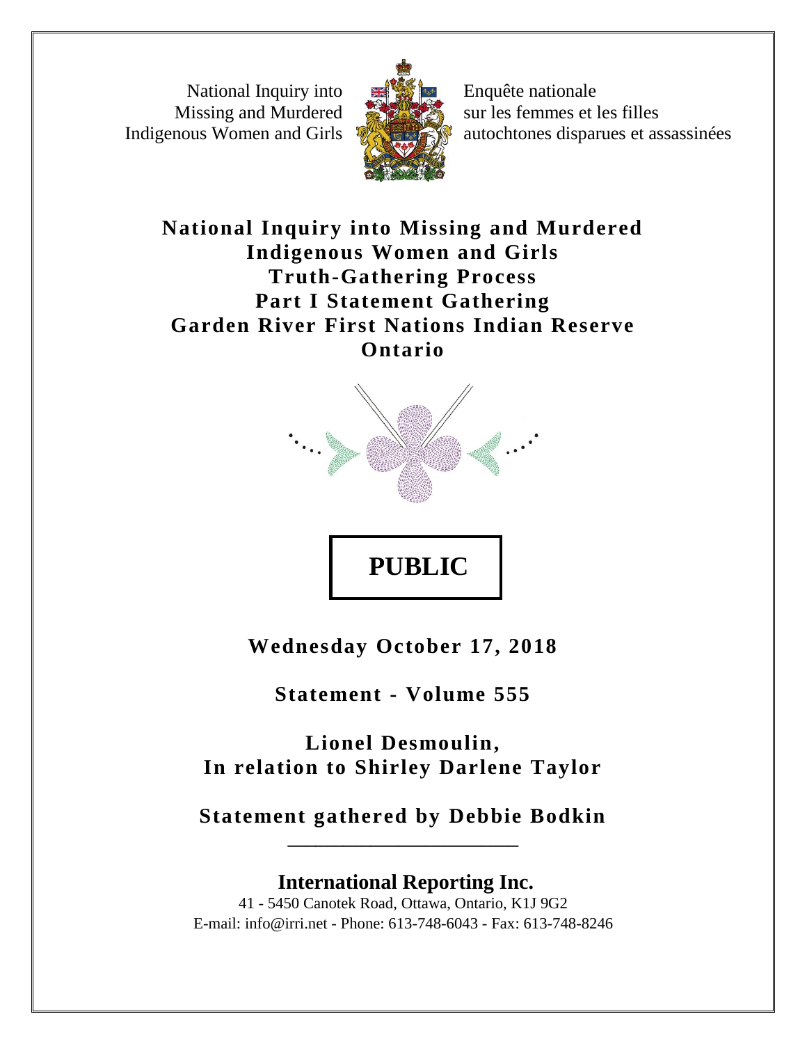National Inquiry into Missing and Murdered Indigenous Women and Girls

Enquête nationale sur les femmes et les filles autochtones disparues et assassinées

# National Inquiry into Missing and Murdered Indigenous Women and Girls
# Truth-Gathering Process
# Part I Statement Gathering
# Garden River First Nations Indian Reserve
# Ontario

**PUBLIC**

**Wednesday October 17, 2018**

**Statement - Volume 555**

**Lionel Desmoulin,**
**In relation to Shirley Darlene Taylor**

**Statement gathered by Debbie Bodkin**

---

**International Reporting Inc.**

41 - 5450 Canotek Road, Ottawa, Ontario, K1J 9G2
E-mail: info@irri.net - Phone: 613-748-6043 - Fax: 613-748-8246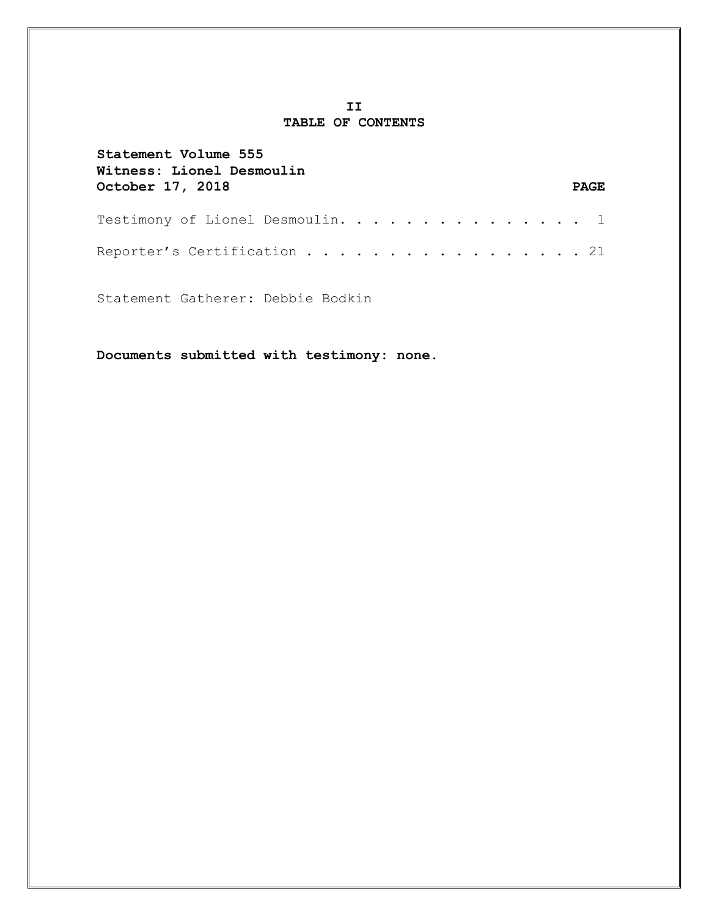II

# TABLE OF CONTENTS

**Statement Volume 555**
**Witness: Lionel Desmoulin**
**October 17, 2018**

| | PAGE |
|---|---|
| Testimony of Lionel Desmoulin | 1 |
| Reporter's Certification | 21 |

Statement Gatherer: Debbie Bodkin

**Documents submitted with testimony: none.**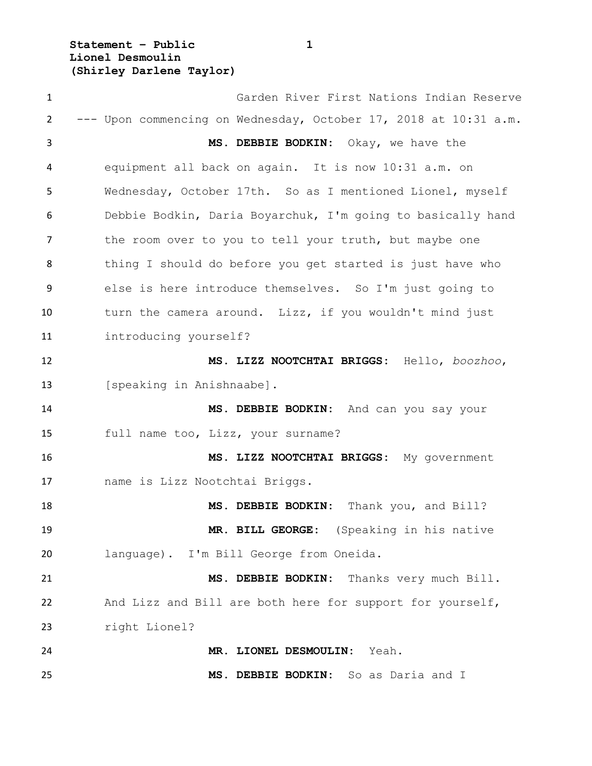Garden River First Nations Indian Reserve

--- Upon commencing on Wednesday, October 17, 2018 at 10:31 a.m.

**MS. DEBBIE BODKIN:** Okay, we have the equipment all back on again. It is now 10:31 a.m. on Wednesday, October 17th. So as I mentioned Lionel, myself Debbie Bodkin, Daria Boyarchuk, I'm going to basically hand the room over to you to tell your truth, but maybe one thing I should do before you get started is just have who else is here introduce themselves. So I'm just going to turn the camera around. Lizz, if you wouldn't mind just introducing yourself?

**MS. LIZZ NOOTCHTAI BRIGGS:** Hello, *boozhoo*, [speaking in Anishnaabe].

**MS. DEBBIE BODKIN:** And can you say your full name too, Lizz, your surname?

**MS. LIZZ NOOTCHTAI BRIGGS:** My government name is Lizz Nootchtai Briggs.

**MS. DEBBIE BODKIN:** Thank you, and Bill?

**MR. BILL GEORGE:** (Speaking in his native language). I'm Bill George from Oneida.

**MS. DEBBIE BODKIN:** Thanks very much Bill. And Lizz and Bill are both here for support for yourself, right Lionel?

**MR. LIONEL DESMOULIN:** Yeah.

**MS. DEBBIE BODKIN:** So as Daria and I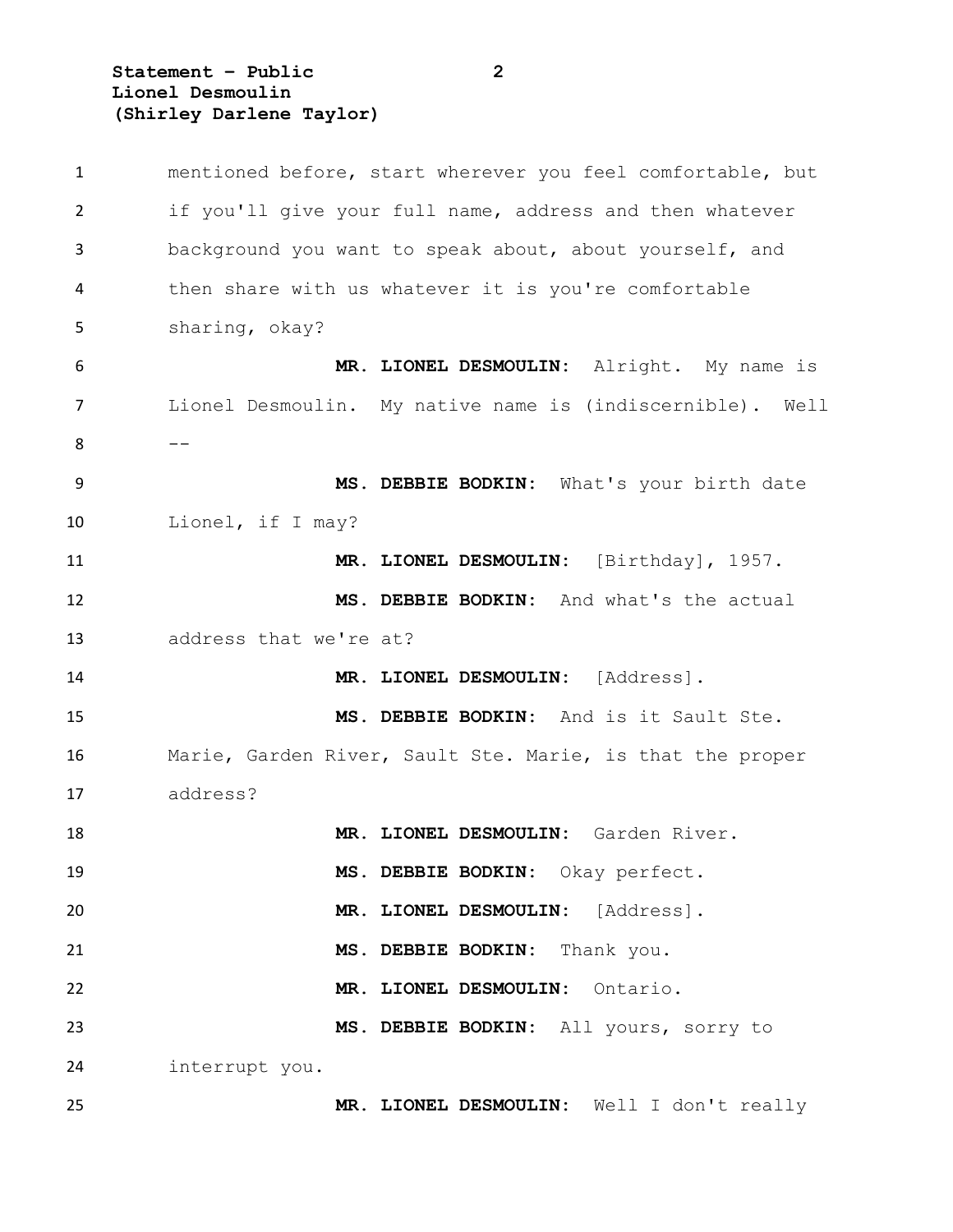mentioned before, start wherever you feel comfortable, but if you'll give your full name, address and then whatever background you want to speak about, about yourself, and then share with us whatever it is you're comfortable sharing, okay?

**MR. LIONEL DESMOULIN:** Alright. My name is Lionel Desmoulin. My native name is (indiscernible). Well --

**MS. DEBBIE BODKIN:** What's your birth date Lionel, if I may?

**MR. LIONEL DESMOULIN:** [Birthday], 1957.

**MS. DEBBIE BODKIN:** And what's the actual address that we're at?

**MR. LIONEL DESMOULIN:** [Address].

**MS. DEBBIE BODKIN:** And is it Sault Ste. Marie, Garden River, Sault Ste. Marie, is that the proper address?

**MR. LIONEL DESMOULIN:** Garden River.

**MS. DEBBIE BODKIN:** Okay perfect.

**MR. LIONEL DESMOULIN:** [Address].

**MS. DEBBIE BODKIN:** Thank you.

**MR. LIONEL DESMOULIN:** Ontario.

**MS. DEBBIE BODKIN:** All yours, sorry to interrupt you.

**MR. LIONEL DESMOULIN:** Well I don't really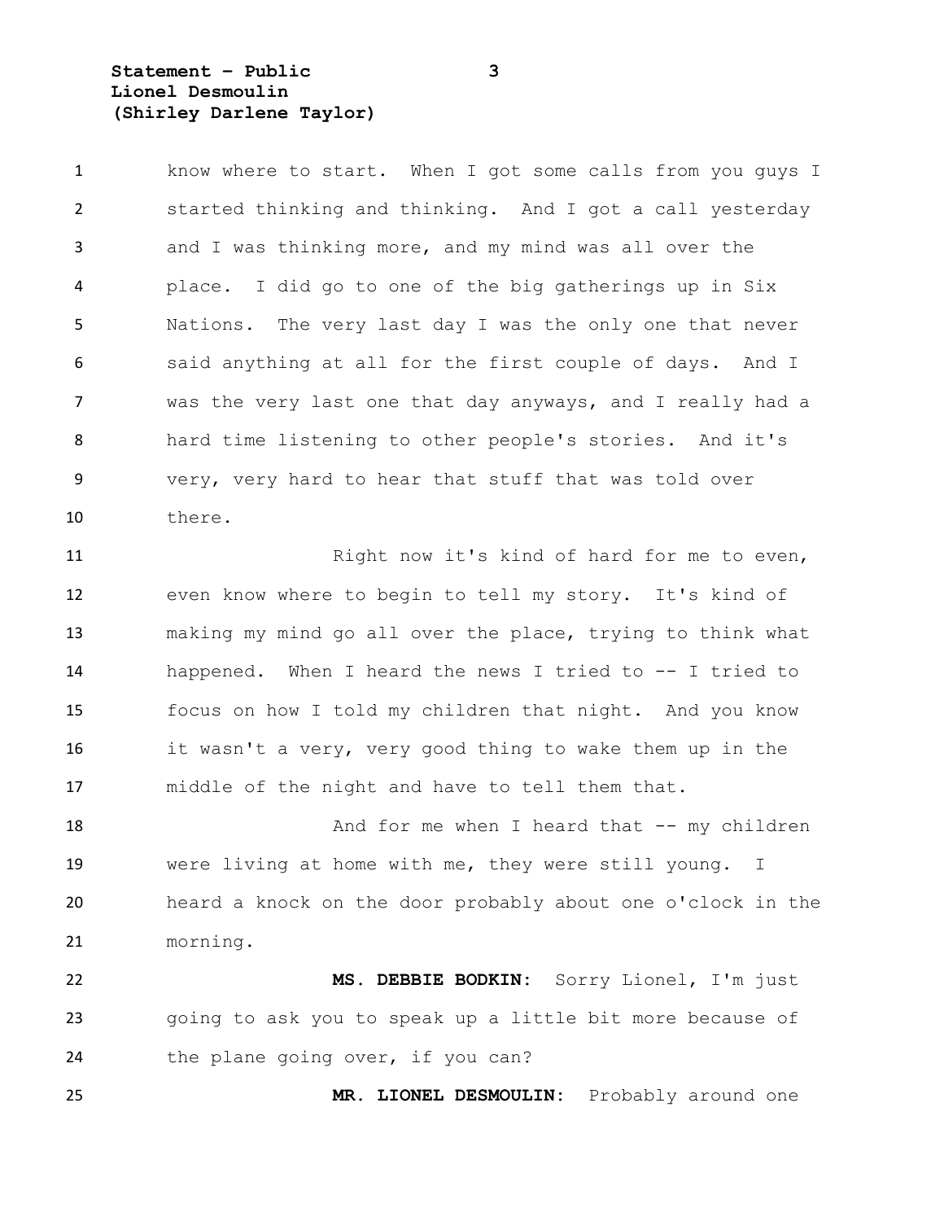know where to start. When I got some calls from you guys I started thinking and thinking. And I got a call yesterday and I was thinking more, and my mind was all over the place. I did go to one of the big gatherings up in Six Nations. The very last day I was the only one that never said anything at all for the first couple of days. And I was the very last one that day anyways, and I really had a hard time listening to other people's stories. And it's very, very hard to hear that stuff that was told over there.

Right now it's kind of hard for me to even, even know where to begin to tell my story. It's kind of making my mind go all over the place, trying to think what happened. When I heard the news I tried to -- I tried to focus on how I told my children that night. And you know it wasn't a very, very good thing to wake them up in the middle of the night and have to tell them that.

And for me when I heard that -- my children were living at home with me, they were still young. I heard a knock on the door probably about one o'clock in the morning.

**MS. DEBBIE BODKIN:** Sorry Lionel, I'm just going to ask you to speak up a little bit more because of the plane going over, if you can?

**MR. LIONEL DESMOULIN:** Probably around one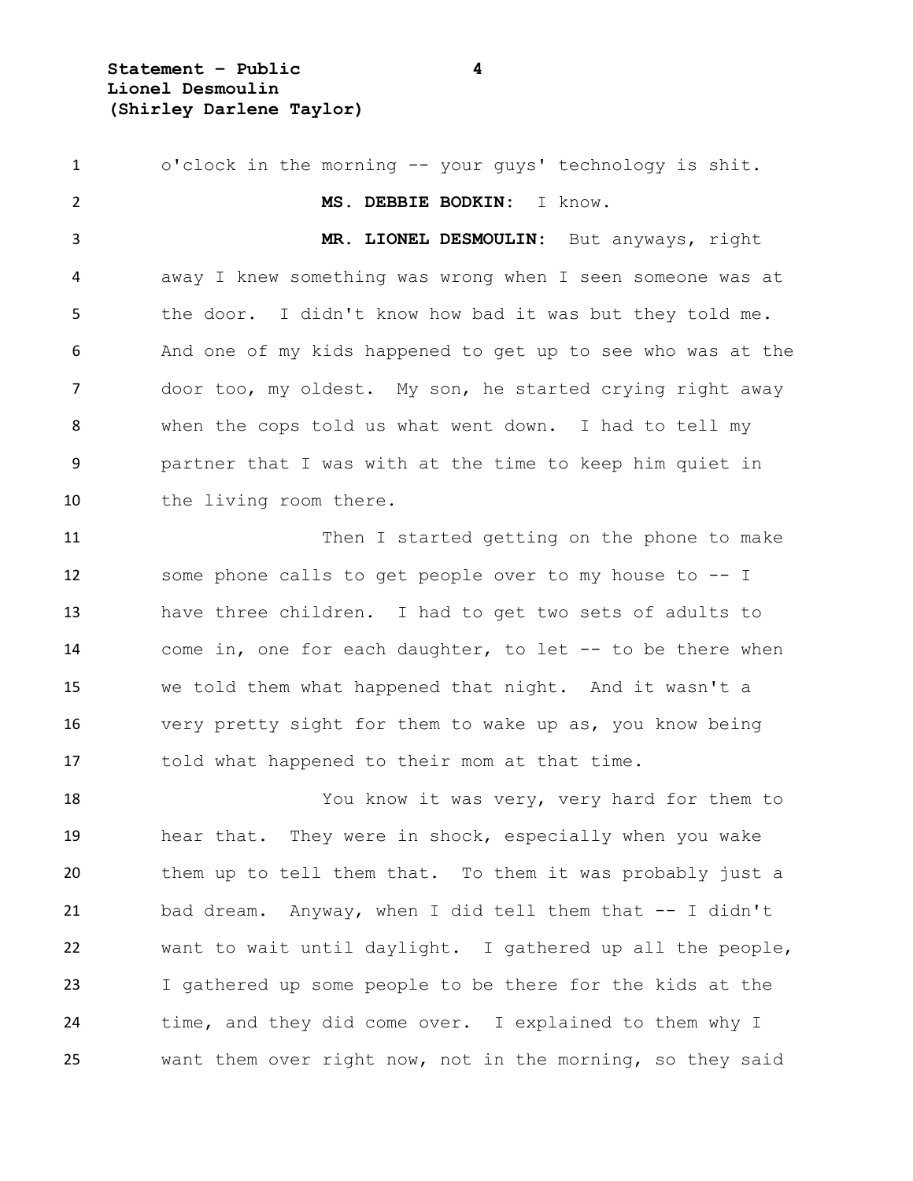o'clock in the morning -- your guys' technology is shit.

**MS. DEBBIE BODKIN:** I know.

**MR. LIONEL DESMOULIN:** But anyways, right away I knew something was wrong when I seen someone was at the door. I didn't know how bad it was but they told me. And one of my kids happened to get up to see who was at the door too, my oldest. My son, he started crying right away when the cops told us what went down. I had to tell my partner that I was with at the time to keep him quiet in the living room there.

Then I started getting on the phone to make some phone calls to get people over to my house to -- I have three children. I had to get two sets of adults to come in, one for each daughter, to let -- to be there when we told them what happened that night. And it wasn't a very pretty sight for them to wake up as, you know being told what happened to their mom at that time.

You know it was very, very hard for them to hear that. They were in shock, especially when you wake them up to tell them that. To them it was probably just a bad dream. Anyway, when I did tell them that -- I didn't want to wait until daylight. I gathered up all the people, I gathered up some people to be there for the kids at the time, and they did come over. I explained to them why I want them over right now, not in the morning, so they said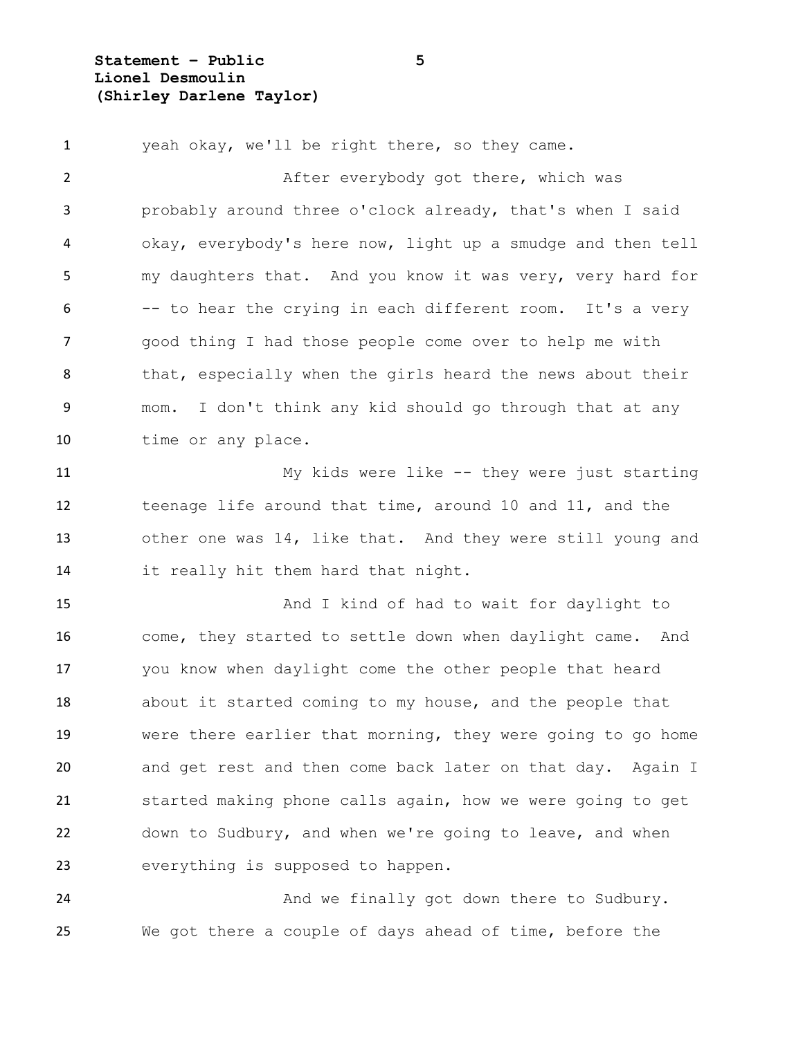yeah okay, we'll be right there, so they came.

After everybody got there, which was probably around three o'clock already, that's when I said okay, everybody's here now, light up a smudge and then tell my daughters that. And you know it was very, very hard for -- to hear the crying in each different room. It's a very good thing I had those people come over to help me with that, especially when the girls heard the news about their mom. I don't think any kid should go through that at any time or any place.

My kids were like -- they were just starting teenage life around that time, around 10 and 11, and the other one was 14, like that. And they were still young and it really hit them hard that night.

And I kind of had to wait for daylight to come, they started to settle down when daylight came. And you know when daylight come the other people that heard about it started coming to my house, and the people that were there earlier that morning, they were going to go home and get rest and then come back later on that day. Again I started making phone calls again, how we were going to get down to Sudbury, and when we're going to leave, and when everything is supposed to happen.

And we finally got down there to Sudbury. We got there a couple of days ahead of time, before the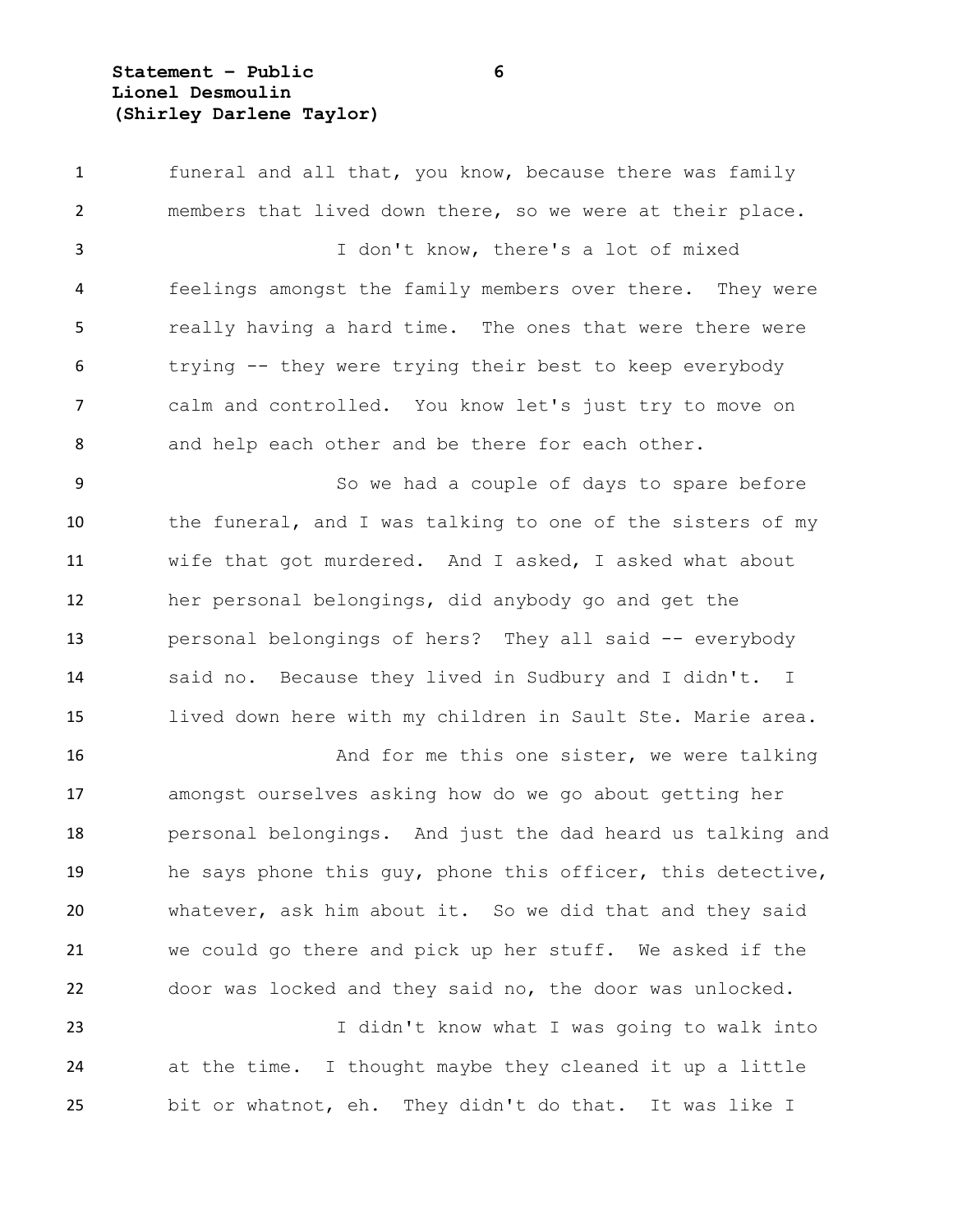funeral and all that, you know, because there was family members that lived down there, so we were at their place.

I don't know, there's a lot of mixed feelings amongst the family members over there. They were really having a hard time. The ones that were there were trying -- they were trying their best to keep everybody calm and controlled. You know let's just try to move on and help each other and be there for each other.

So we had a couple of days to spare before the funeral, and I was talking to one of the sisters of my wife that got murdered. And I asked, I asked what about her personal belongings, did anybody go and get the personal belongings of hers? They all said -- everybody said no. Because they lived in Sudbury and I didn't. I lived down here with my children in Sault Ste. Marie area.

And for me this one sister, we were talking amongst ourselves asking how do we go about getting her personal belongings. And just the dad heard us talking and he says phone this guy, phone this officer, this detective, whatever, ask him about it. So we did that and they said we could go there and pick up her stuff. We asked if the door was locked and they said no, the door was unlocked.

I didn't know what I was going to walk into at the time. I thought maybe they cleaned it up a little bit or whatnot, eh. They didn't do that. It was like I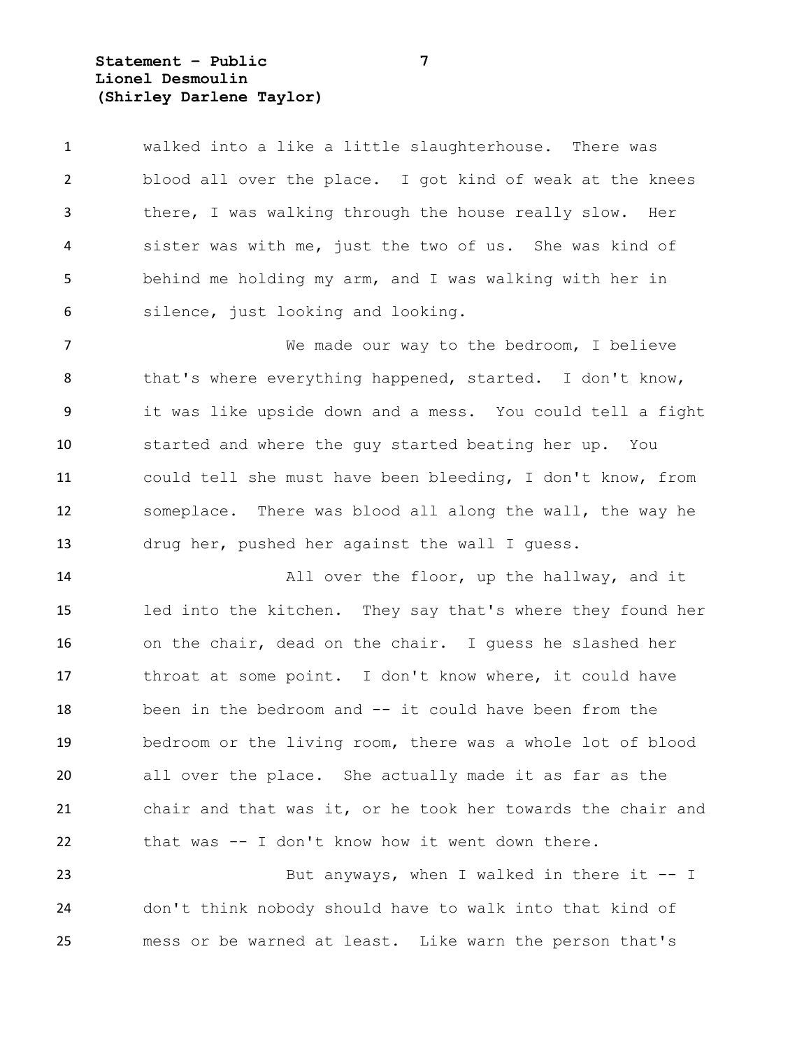walked into a like a little slaughterhouse. There was blood all over the place. I got kind of weak at the knees there, I was walking through the house really slow. Her sister was with me, just the two of us. She was kind of behind me holding my arm, and I was walking with her in silence, just looking and looking.

We made our way to the bedroom, I believe that's where everything happened, started. I don't know, it was like upside down and a mess. You could tell a fight started and where the guy started beating her up. You could tell she must have been bleeding, I don't know, from someplace. There was blood all along the wall, the way he drug her, pushed her against the wall I guess.

All over the floor, up the hallway, and it led into the kitchen. They say that's where they found her on the chair, dead on the chair. I guess he slashed her throat at some point. I don't know where, it could have been in the bedroom and -- it could have been from the bedroom or the living room, there was a whole lot of blood all over the place. She actually made it as far as the chair and that was it, or he took her towards the chair and that was -- I don't know how it went down there.

But anyways, when I walked in there it -- I don't think nobody should have to walk into that kind of mess or be warned at least. Like warn the person that's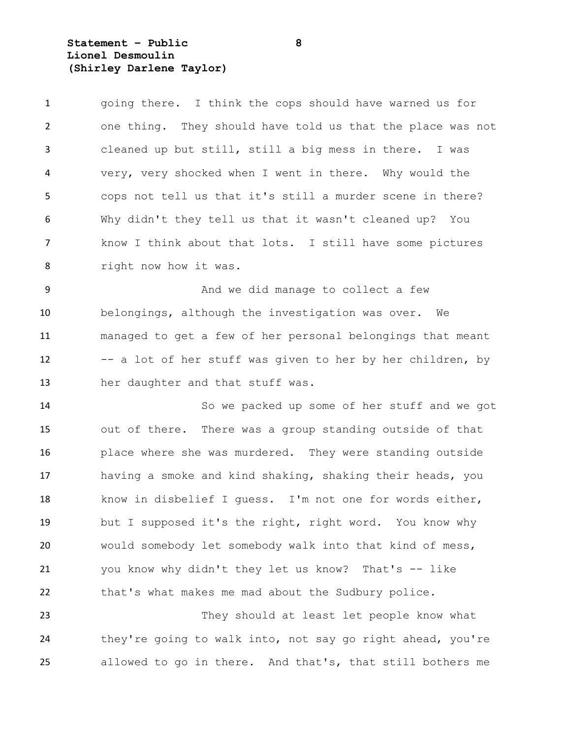going there. I think the cops should have warned us for one thing. They should have told us that the place was not cleaned up but still, still a big mess in there. I was very, very shocked when I went in there. Why would the cops not tell us that it's still a murder scene in there? Why didn't they tell us that it wasn't cleaned up? You know I think about that lots. I still have some pictures right now how it was.

And we did manage to collect a few belongings, although the investigation was over. We managed to get a few of her personal belongings that meant -- a lot of her stuff was given to her by her children, by her daughter and that stuff was.

So we packed up some of her stuff and we got out of there. There was a group standing outside of that place where she was murdered. They were standing outside having a smoke and kind shaking, shaking their heads, you know in disbelief I guess. I'm not one for words either, but I supposed it's the right, right word. You know why would somebody let somebody walk into that kind of mess, you know why didn't they let us know? That's -- like that's what makes me mad about the Sudbury police.

They should at least let people know what they're going to walk into, not say go right ahead, you're allowed to go in there. And that's, that still bothers me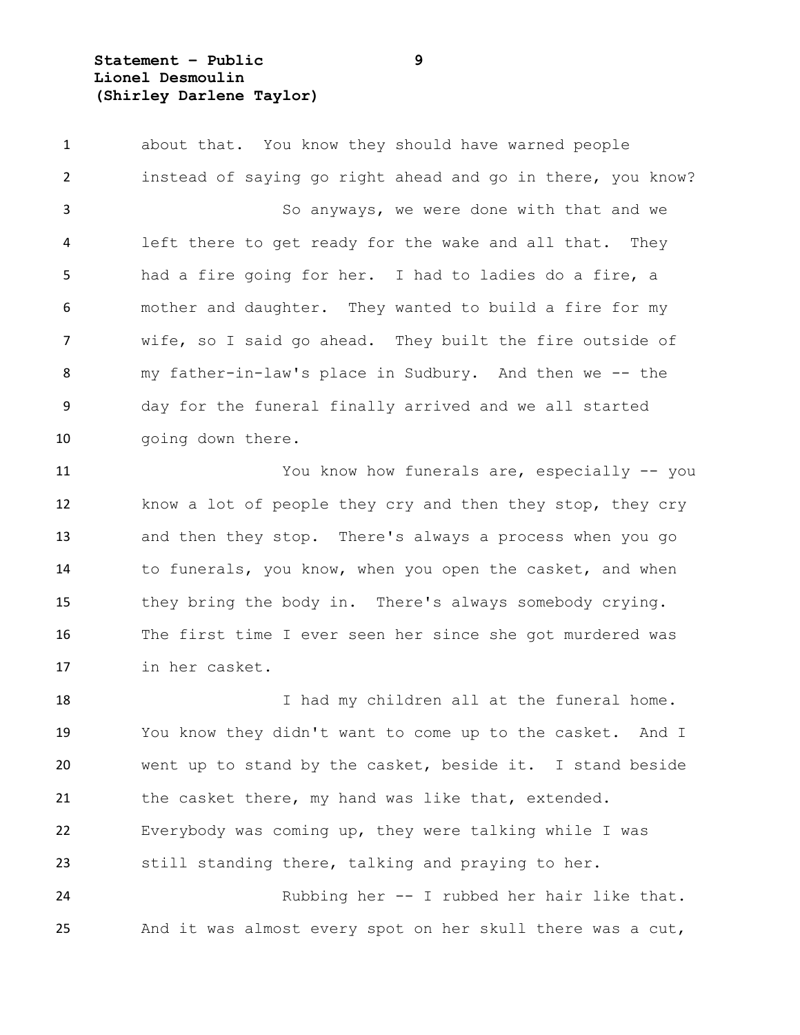about that. You know they should have warned people instead of saying go right ahead and go in there, you know?

So anyways, we were done with that and we left there to get ready for the wake and all that. They had a fire going for her. I had to ladies do a fire, a mother and daughter. They wanted to build a fire for my wife, so I said go ahead. They built the fire outside of my father-in-law's place in Sudbury. And then we -- the day for the funeral finally arrived and we all started going down there.

You know how funerals are, especially -- you know a lot of people they cry and then they stop, they cry and then they stop. There's always a process when you go to funerals, you know, when you open the casket, and when they bring the body in. There's always somebody crying. The first time I ever seen her since she got murdered was in her casket.

I had my children all at the funeral home. You know they didn't want to come up to the casket. And I went up to stand by the casket, beside it. I stand beside the casket there, my hand was like that, extended. Everybody was coming up, they were talking while I was still standing there, talking and praying to her.

Rubbing her -- I rubbed her hair like that. And it was almost every spot on her skull there was a cut,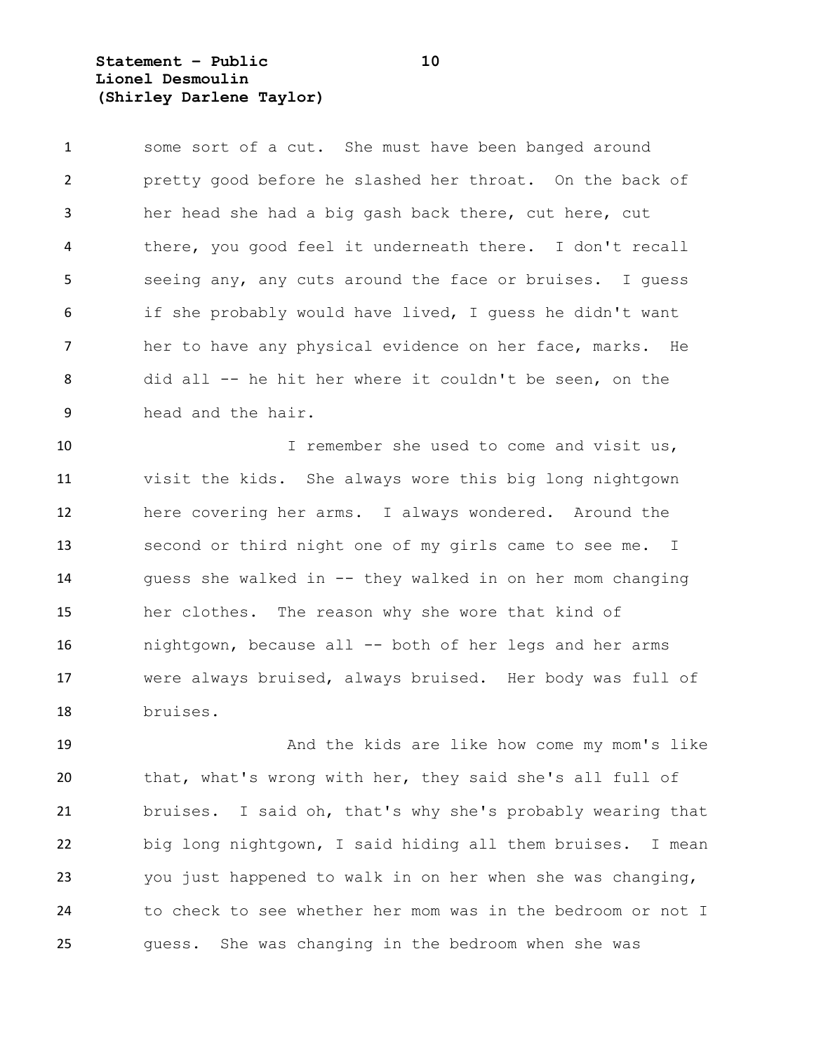some sort of a cut. She must have been banged around pretty good before he slashed her throat. On the back of her head she had a big gash back there, cut here, cut there, you good feel it underneath there. I don't recall seeing any, any cuts around the face or bruises. I guess if she probably would have lived, I guess he didn't want her to have any physical evidence on her face, marks. He did all -- he hit her where it couldn't be seen, on the head and the hair.

I remember she used to come and visit us, visit the kids. She always wore this big long nightgown here covering her arms. I always wondered. Around the second or third night one of my girls came to see me. I guess she walked in -- they walked in on her mom changing her clothes. The reason why she wore that kind of nightgown, because all -- both of her legs and her arms were always bruised, always bruised. Her body was full of bruises.

And the kids are like how come my mom's like that, what's wrong with her, they said she's all full of bruises. I said oh, that's why she's probably wearing that big long nightgown, I said hiding all them bruises. I mean you just happened to walk in on her when she was changing, to check to see whether her mom was in the bedroom or not I guess. She was changing in the bedroom when she was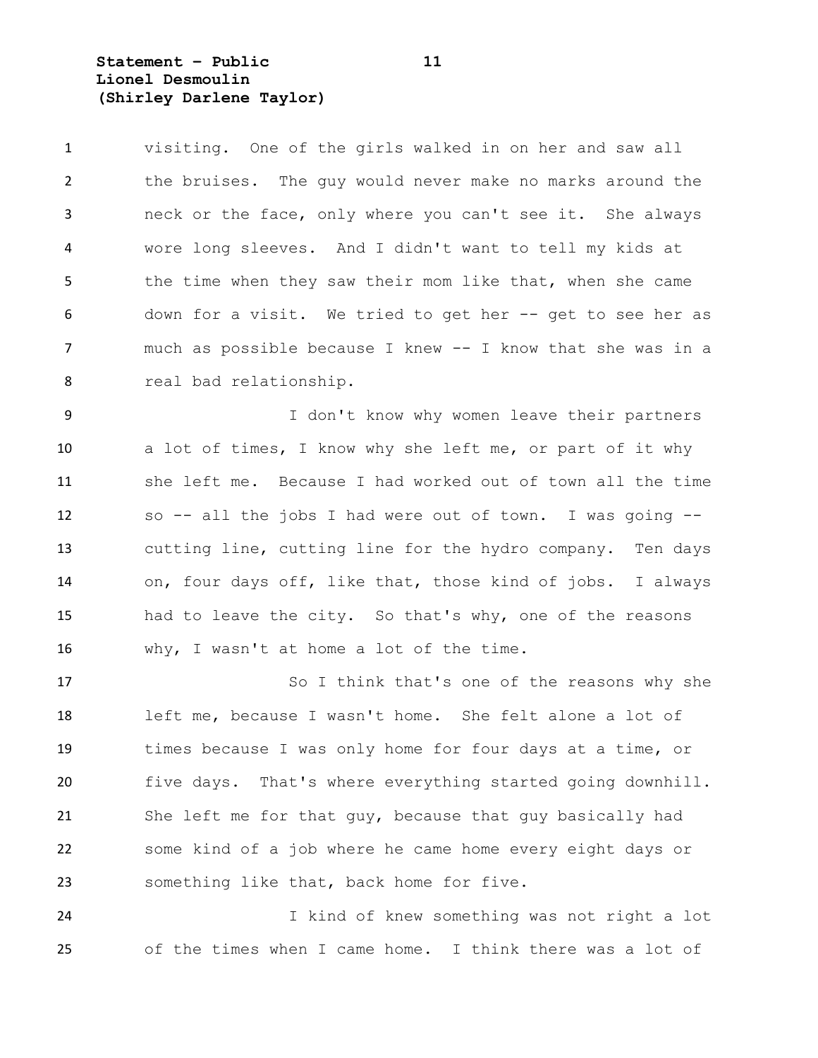visiting. One of the girls walked in on her and saw all the bruises. The guy would never make no marks around the neck or the face, only where you can't see it. She always wore long sleeves. And I didn't want to tell my kids at the time when they saw their mom like that, when she came down for a visit. We tried to get her -- get to see her as much as possible because I knew -- I know that she was in a real bad relationship.

I don't know why women leave their partners a lot of times, I know why she left me, or part of it why she left me. Because I had worked out of town all the time so -- all the jobs I had were out of town. I was going -- cutting line, cutting line for the hydro company. Ten days on, four days off, like that, those kind of jobs. I always had to leave the city. So that's why, one of the reasons why, I wasn't at home a lot of the time.

So I think that's one of the reasons why she left me, because I wasn't home. She felt alone a lot of times because I was only home for four days at a time, or five days. That's where everything started going downhill. She left me for that guy, because that guy basically had some kind of a job where he came home every eight days or something like that, back home for five.

I kind of knew something was not right a lot of the times when I came home. I think there was a lot of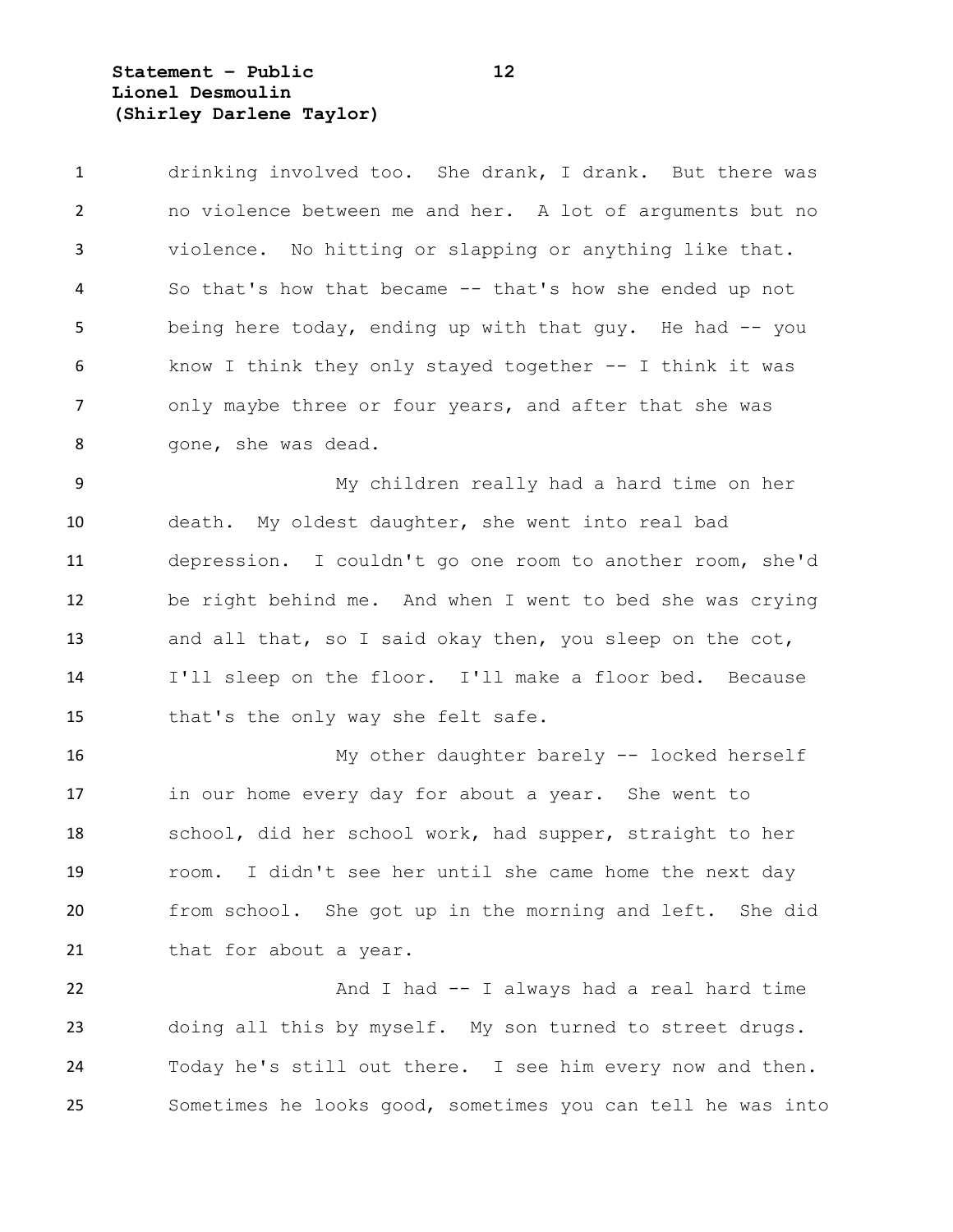drinking involved too. She drank, I drank. But there was no violence between me and her. A lot of arguments but no violence. No hitting or slapping or anything like that. So that's how that became -- that's how she ended up not being here today, ending up with that guy. He had -- you know I think they only stayed together -- I think it was only maybe three or four years, and after that she was gone, she was dead.

My children really had a hard time on her death. My oldest daughter, she went into real bad depression. I couldn't go one room to another room, she'd be right behind me. And when I went to bed she was crying and all that, so I said okay then, you sleep on the cot, I'll sleep on the floor. I'll make a floor bed. Because that's the only way she felt safe.

My other daughter barely -- locked herself in our home every day for about a year. She went to school, did her school work, had supper, straight to her room. I didn't see her until she came home the next day from school. She got up in the morning and left. She did that for about a year.

And I had -- I always had a real hard time doing all this by myself. My son turned to street drugs. Today he's still out there. I see him every now and then. Sometimes he looks good, sometimes you can tell he was into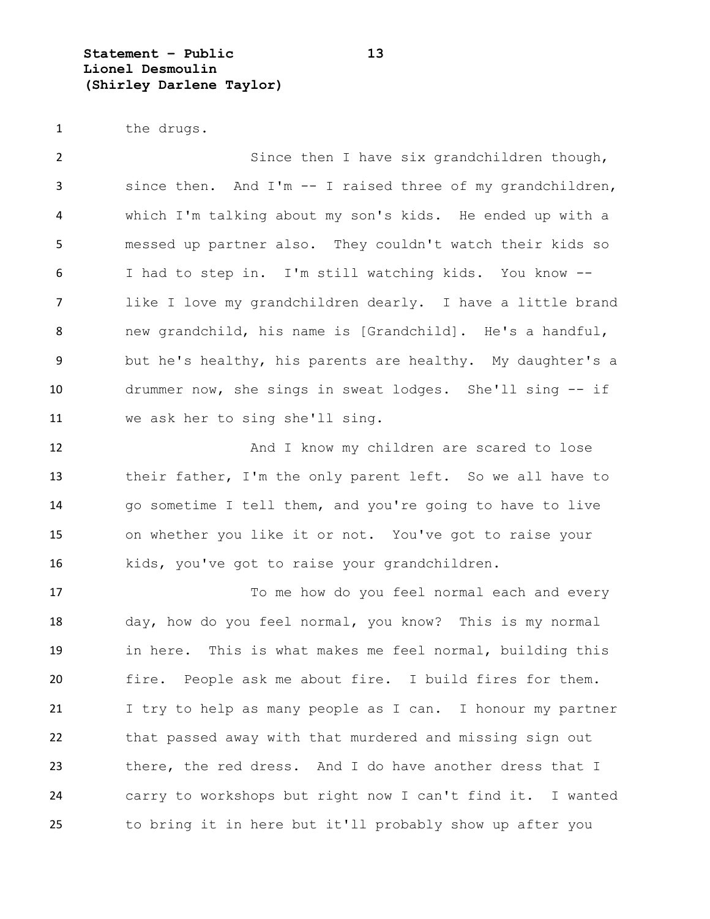the drugs.

Since then I have six grandchildren though, since then. And I'm -- I raised three of my grandchildren, which I'm talking about my son's kids. He ended up with a messed up partner also. They couldn't watch their kids so I had to step in. I'm still watching kids. You know -- like I love my grandchildren dearly. I have a little brand new grandchild, his name is [Grandchild]. He's a handful, but he's healthy, his parents are healthy. My daughter's a drummer now, she sings in sweat lodges. She'll sing -- if we ask her to sing she'll sing.

And I know my children are scared to lose their father, I'm the only parent left. So we all have to go sometime I tell them, and you're going to have to live on whether you like it or not. You've got to raise your kids, you've got to raise your grandchildren.

To me how do you feel normal each and every day, how do you feel normal, you know? This is my normal in here. This is what makes me feel normal, building this fire. People ask me about fire. I build fires for them. I try to help as many people as I can. I honour my partner that passed away with that murdered and missing sign out there, the red dress. And I do have another dress that I carry to workshops but right now I can't find it. I wanted to bring it in here but it'll probably show up after you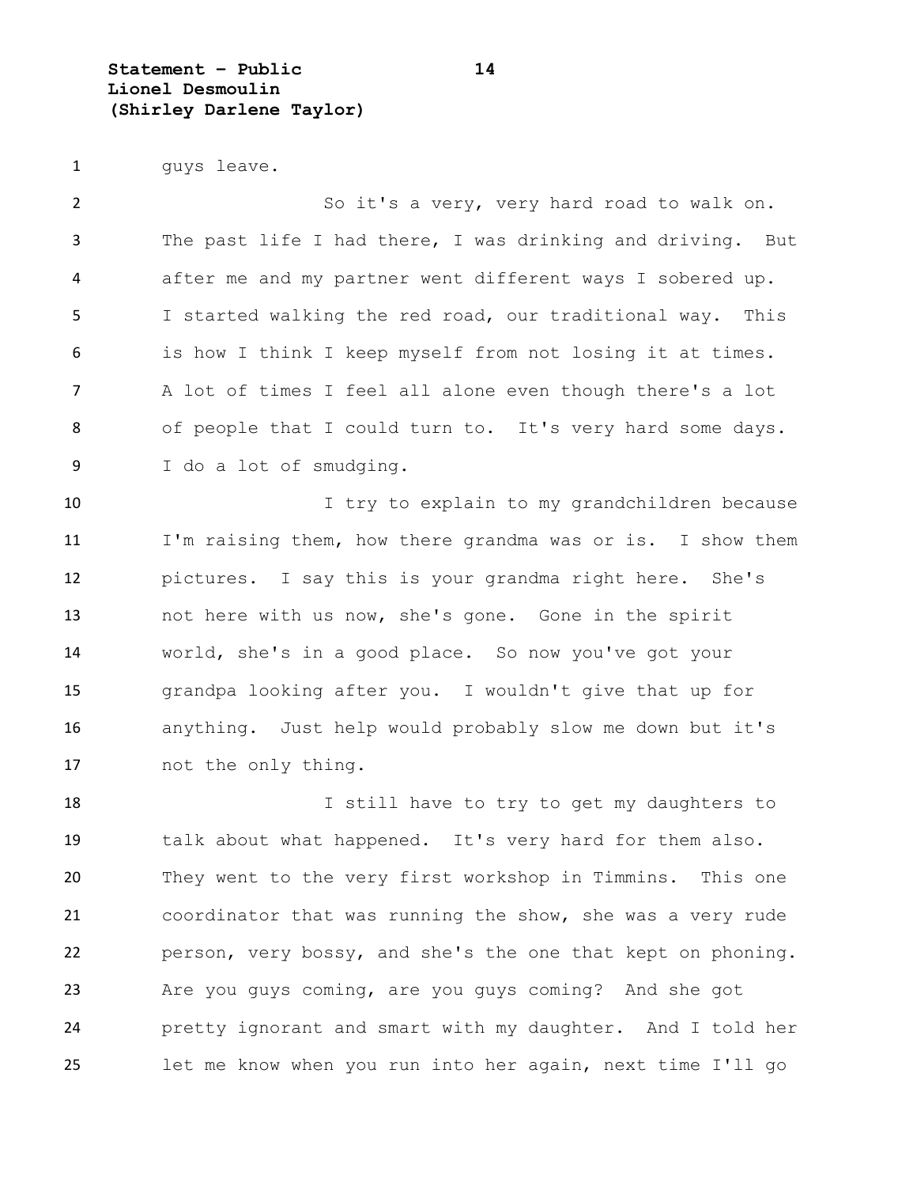guys leave.

So it's a very, very hard road to walk on. The past life I had there, I was drinking and driving. But after me and my partner went different ways I sobered up. I started walking the red road, our traditional way. This is how I think I keep myself from not losing it at times. A lot of times I feel all alone even though there's a lot of people that I could turn to. It's very hard some days. I do a lot of smudging.

I try to explain to my grandchildren because I'm raising them, how there grandma was or is. I show them pictures. I say this is your grandma right here. She's not here with us now, she's gone. Gone in the spirit world, she's in a good place. So now you've got your grandpa looking after you. I wouldn't give that up for anything. Just help would probably slow me down but it's not the only thing.

I still have to try to get my daughters to talk about what happened. It's very hard for them also. They went to the very first workshop in Timmins. This one coordinator that was running the show, she was a very rude person, very bossy, and she's the one that kept on phoning. Are you guys coming, are you guys coming? And she got pretty ignorant and smart with my daughter. And I told her let me know when you run into her again, next time I'll go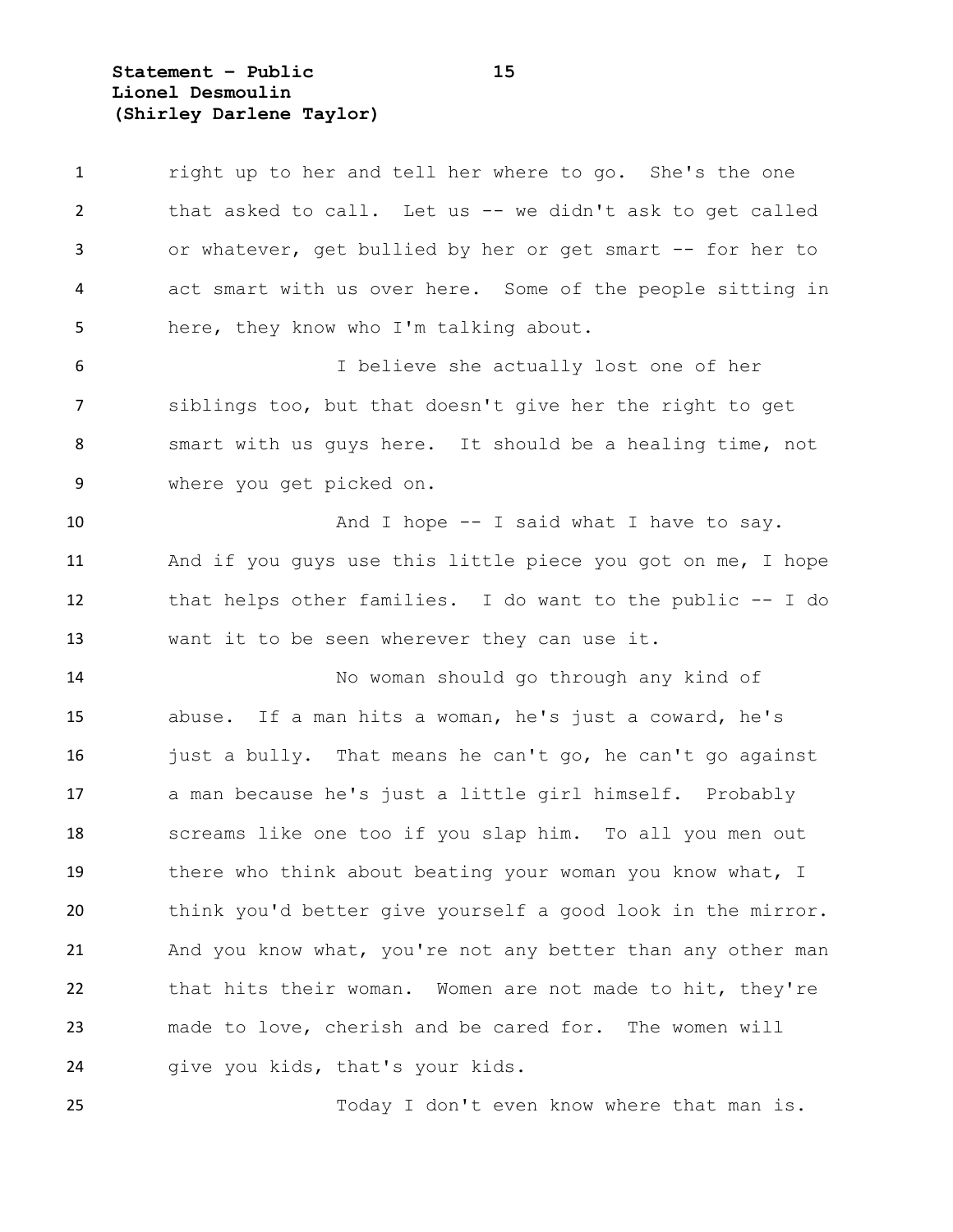right up to her and tell her where to go. She's the one that asked to call. Let us -- we didn't ask to get called or whatever, get bullied by her or get smart -- for her to act smart with us over here. Some of the people sitting in here, they know who I'm talking about.

I believe she actually lost one of her siblings too, but that doesn't give her the right to get smart with us guys here. It should be a healing time, not where you get picked on.

And I hope -- I said what I have to say. And if you guys use this little piece you got on me, I hope that helps other families. I do want to the public -- I do want it to be seen wherever they can use it.

No woman should go through any kind of abuse. If a man hits a woman, he's just a coward, he's just a bully. That means he can't go, he can't go against a man because he's just a little girl himself. Probably screams like one too if you slap him. To all you men out there who think about beating your woman you know what, I think you'd better give yourself a good look in the mirror. And you know what, you're not any better than any other man that hits their woman. Women are not made to hit, they're made to love, cherish and be cared for. The women will give you kids, that's your kids.

Today I don't even know where that man is.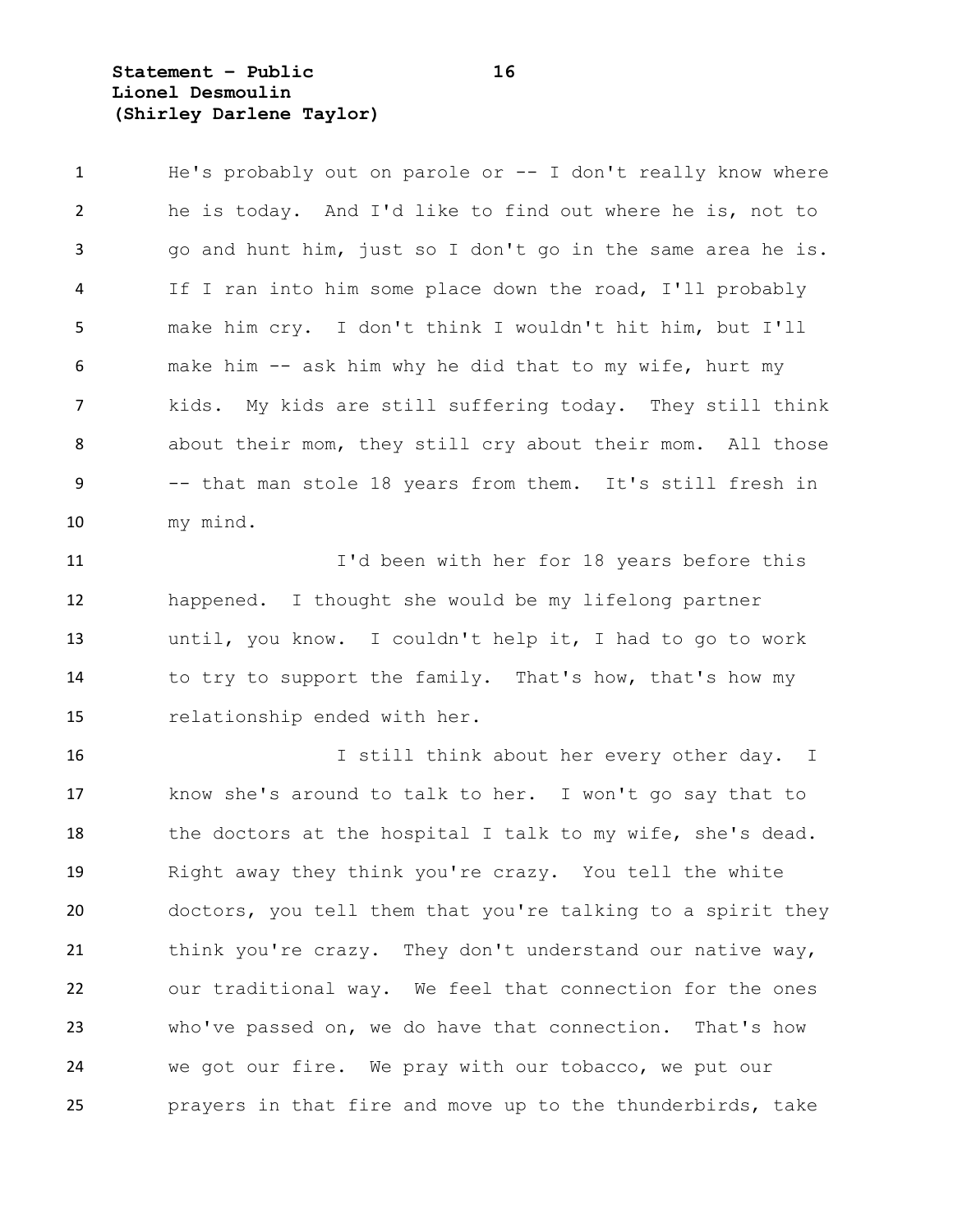He's probably out on parole or -- I don't really know where he is today. And I'd like to find out where he is, not to go and hunt him, just so I don't go in the same area he is. If I ran into him some place down the road, I'll probably make him cry. I don't think I wouldn't hit him, but I'll make him -- ask him why he did that to my wife, hurt my kids. My kids are still suffering today. They still think about their mom, they still cry about their mom. All those -- that man stole 18 years from them. It's still fresh in my mind.

I'd been with her for 18 years before this happened. I thought she would be my lifelong partner until, you know. I couldn't help it, I had to go to work to try to support the family. That's how, that's how my relationship ended with her.

I still think about her every other day. I know she's around to talk to her. I won't go say that to the doctors at the hospital I talk to my wife, she's dead. Right away they think you're crazy. You tell the white doctors, you tell them that you're talking to a spirit they think you're crazy. They don't understand our native way, our traditional way. We feel that connection for the ones who've passed on, we do have that connection. That's how we got our fire. We pray with our tobacco, we put our prayers in that fire and move up to the thunderbirds, take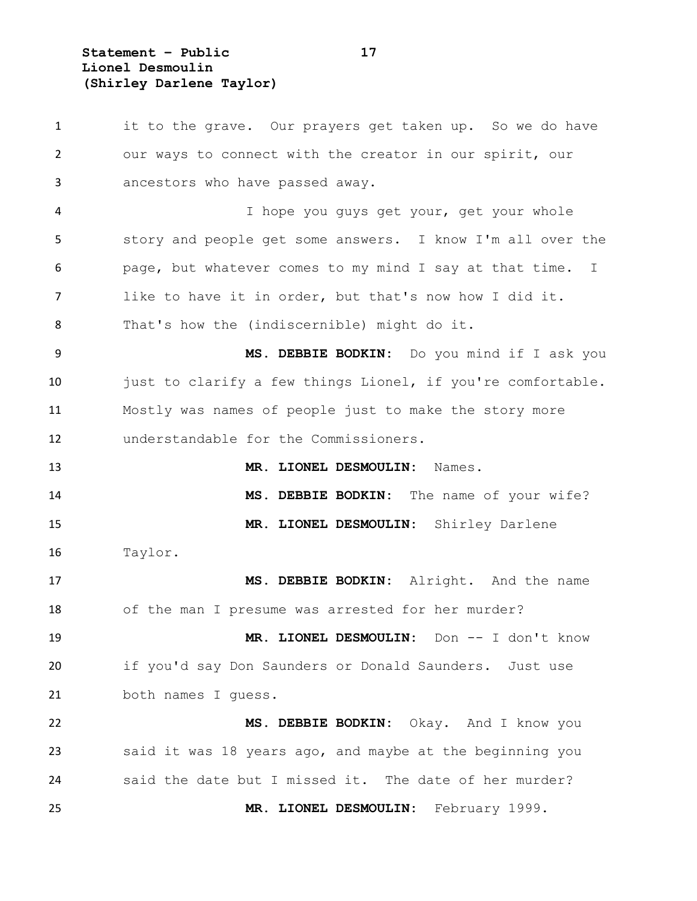it to the grave. Our prayers get taken up. So we do have our ways to connect with the creator in our spirit, our ancestors who have passed away.

I hope you guys get your, get your whole story and people get some answers. I know I'm all over the page, but whatever comes to my mind I say at that time. I like to have it in order, but that's now how I did it. That's how the (indiscernible) might do it.

**MS. DEBBIE BODKIN:** Do you mind if I ask you just to clarify a few things Lionel, if you're comfortable. Mostly was names of people just to make the story more understandable for the Commissioners.

**MR. LIONEL DESMOULIN:** Names.

**MS. DEBBIE BODKIN:** The name of your wife?

**MR. LIONEL DESMOULIN:** Shirley Darlene Taylor.

**MS. DEBBIE BODKIN:** Alright. And the name of the man I presume was arrested for her murder?

**MR. LIONEL DESMOULIN:** Don -- I don't know if you'd say Don Saunders or Donald Saunders. Just use both names I guess.

**MS. DEBBIE BODKIN:** Okay. And I know you said it was 18 years ago, and maybe at the beginning you said the date but I missed it. The date of her murder?

**MR. LIONEL DESMOULIN:** February 1999.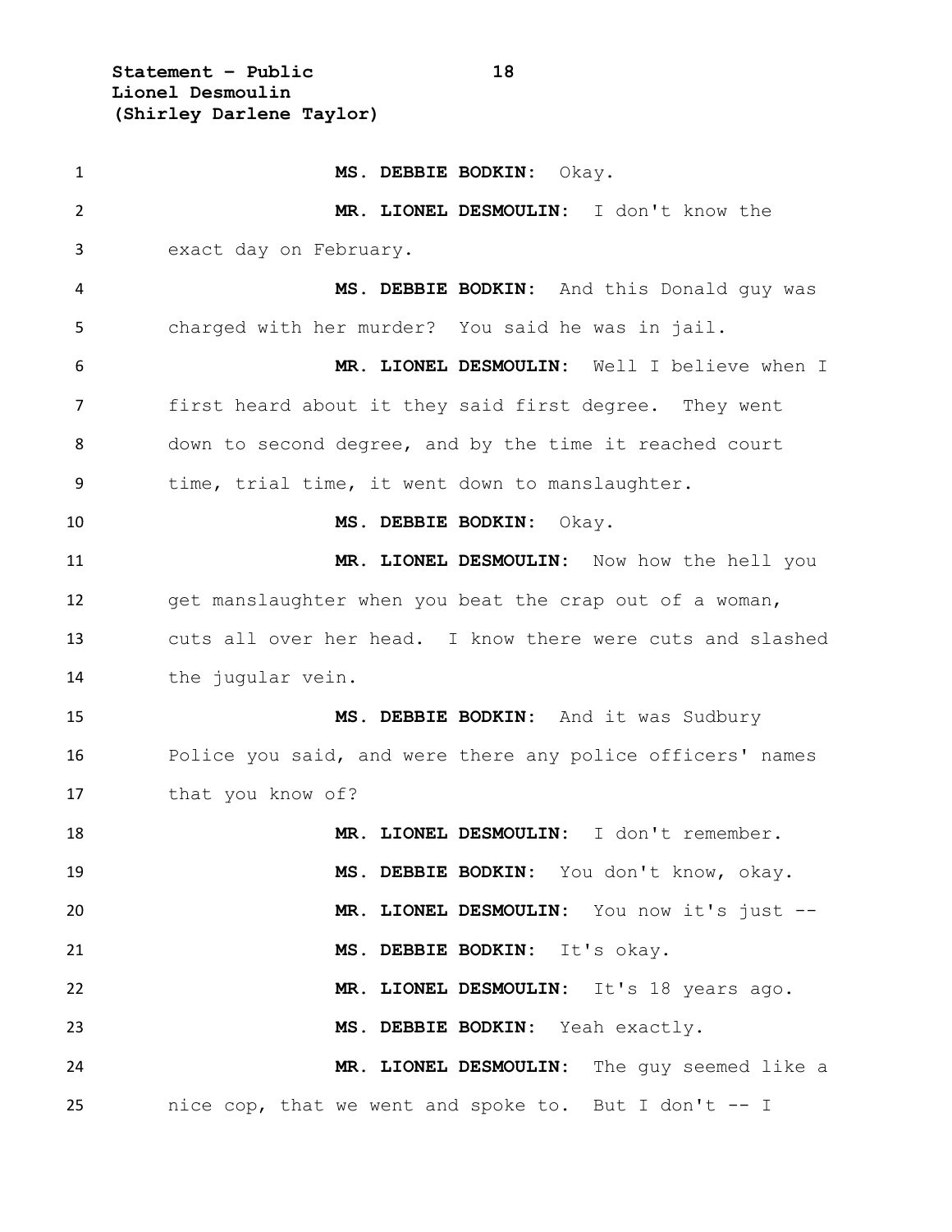**MS. DEBBIE BODKIN:** Okay.

**MR. LIONEL DESMOULIN:** I don't know the exact day on February.

**MS. DEBBIE BODKIN:** And this Donald guy was charged with her murder? You said he was in jail.

**MR. LIONEL DESMOULIN:** Well I believe when I first heard about it they said first degree. They went down to second degree, and by the time it reached court time, trial time, it went down to manslaughter.

**MS. DEBBIE BODKIN:** Okay.

**MR. LIONEL DESMOULIN:** Now how the hell you get manslaughter when you beat the crap out of a woman, cuts all over her head. I know there were cuts and slashed the jugular vein.

**MS. DEBBIE BODKIN:** And it was Sudbury Police you said, and were there any police officers' names that you know of?

**MR. LIONEL DESMOULIN:** I don't remember.

**MS. DEBBIE BODKIN:** You don't know, okay.

**MR. LIONEL DESMOULIN:** You now it's just --

**MS. DEBBIE BODKIN:** It's okay.

**MR. LIONEL DESMOULIN:** It's 18 years ago.

**MS. DEBBIE BODKIN:** Yeah exactly.

**MR. LIONEL DESMOULIN:** The guy seemed like a nice cop, that we went and spoke to. But I don't -- I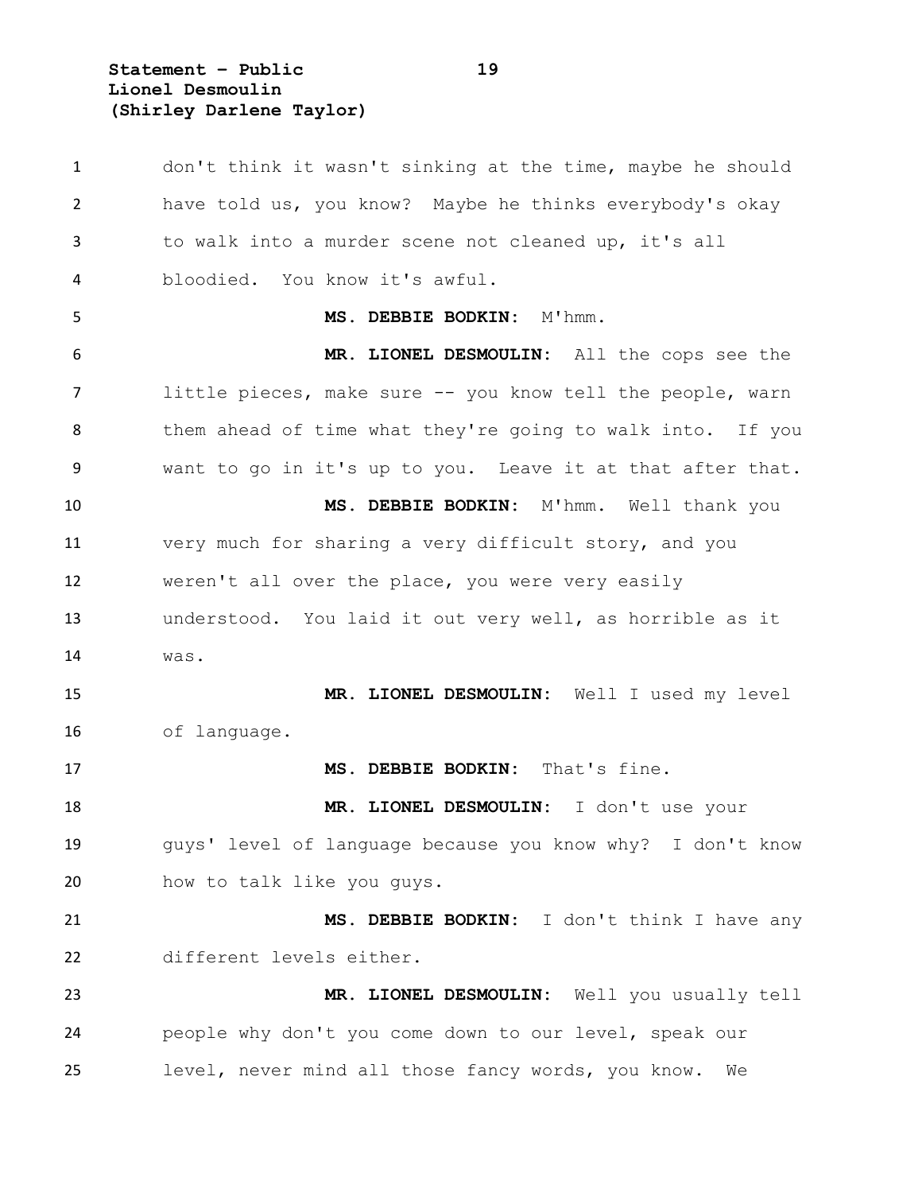don't think it wasn't sinking at the time, maybe he should have told us, you know? Maybe he thinks everybody's okay to walk into a murder scene not cleaned up, it's all bloodied. You know it's awful.

**MS. DEBBIE BODKIN:** M'hmm.

**MR. LIONEL DESMOULIN:** All the cops see the little pieces, make sure -- you know tell the people, warn them ahead of time what they're going to walk into. If you want to go in it's up to you. Leave it at that after that.

**MS. DEBBIE BODKIN:** M'hmm. Well thank you very much for sharing a very difficult story, and you weren't all over the place, you were very easily understood. You laid it out very well, as horrible as it was.

**MR. LIONEL DESMOULIN:** Well I used my level of language.

**MS. DEBBIE BODKIN:** That's fine.

**MR. LIONEL DESMOULIN:** I don't use your guys' level of language because you know why? I don't know how to talk like you guys.

**MS. DEBBIE BODKIN:** I don't think I have any different levels either.

**MR. LIONEL DESMOULIN:** Well you usually tell people why don't you come down to our level, speak our level, never mind all those fancy words, you know. We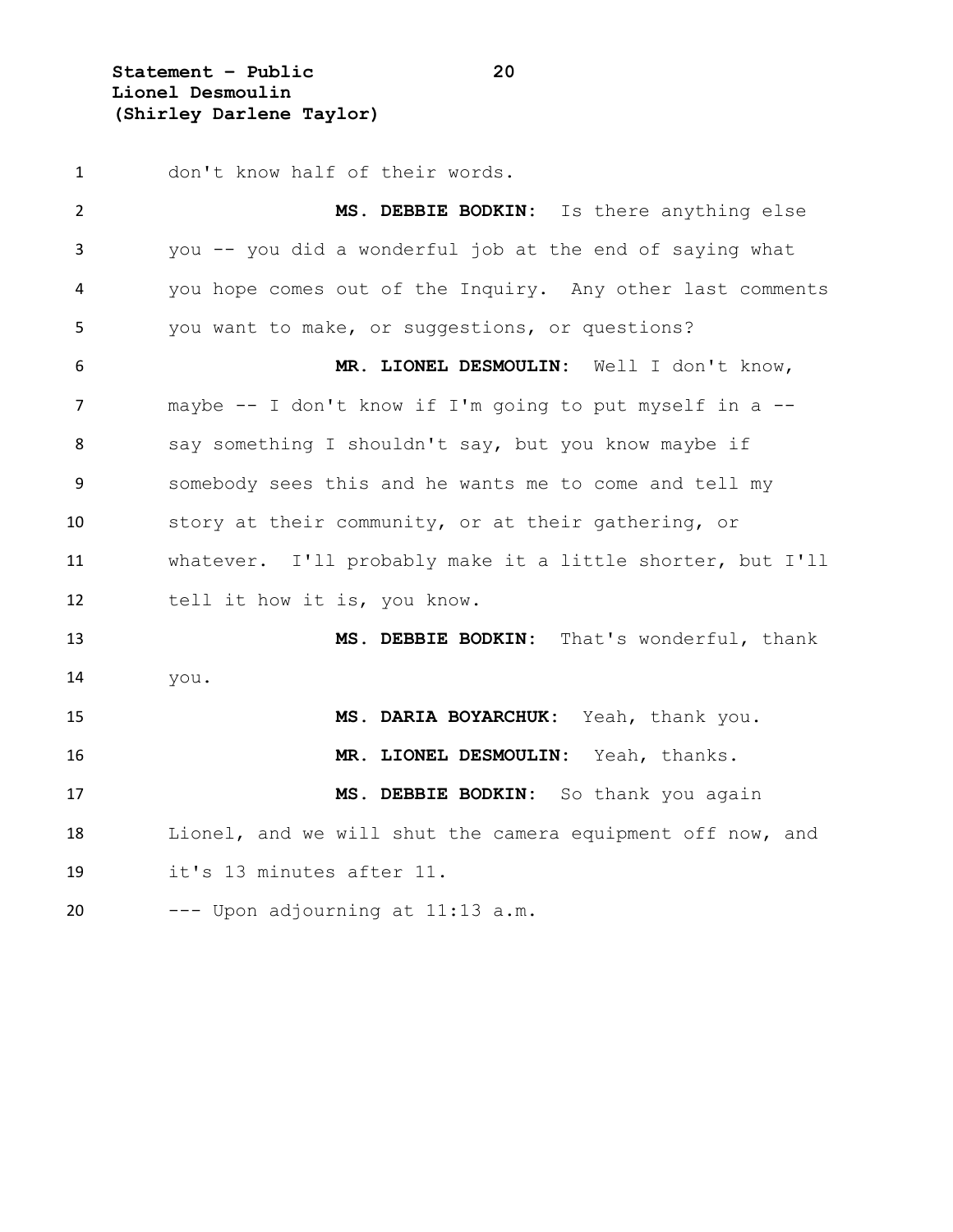don't know half of their words.

**MS. DEBBIE BODKIN:** Is there anything else you -- you did a wonderful job at the end of saying what you hope comes out of the Inquiry. Any other last comments you want to make, or suggestions, or questions?

**MR. LIONEL DESMOULIN:** Well I don't know, maybe -- I don't know if I'm going to put myself in a -- say something I shouldn't say, but you know maybe if somebody sees this and he wants me to come and tell my story at their community, or at their gathering, or whatever. I'll probably make it a little shorter, but I'll tell it how it is, you know.

**MS. DEBBIE BODKIN:** That's wonderful, thank you.

**MS. DARIA BOYARCHUK:** Yeah, thank you.

**MR. LIONEL DESMOULIN:** Yeah, thanks.

**MS. DEBBIE BODKIN:** So thank you again Lionel, and we will shut the camera equipment off now, and it's 13 minutes after 11.

--- Upon adjourning at 11:13 a.m.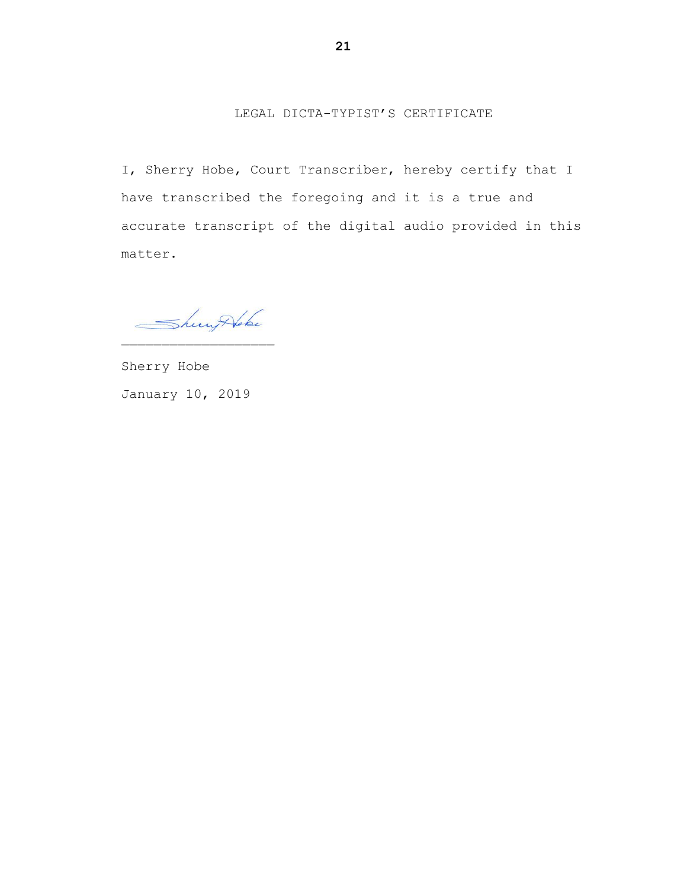LEGAL DICTA-TYPIST'S CERTIFICATE

I, Sherry Hobe, Court Transcriber, hereby certify that I have transcribed the foregoing and it is a true and accurate transcript of the digital audio provided in this matter.

\_\_\_\_\_\_\_\_\_\_\_\_\_\_\_\_\_\_\_

Sherry Hobe

January 10, 2019